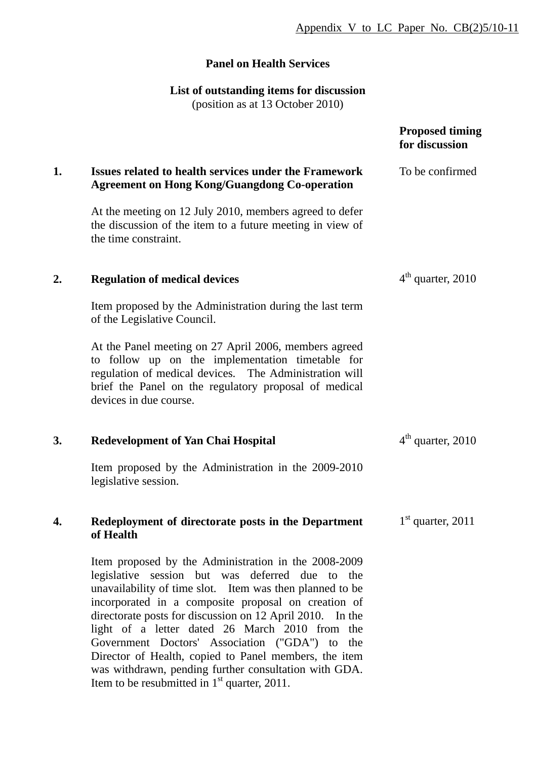Appendix V to LC Paper No. CB(2)5/10-11

**Panel on Health Services**

**List of outstanding items for discussion**
(position as at 13 October 2010)

| | | **Proposed timing for discussion** |
|---|---|---|
| **1.** | **Issues related to health services under the Framework Agreement on Hong Kong/Guangdong Co-operation**<br><br>At the meeting on 12 July 2010, members agreed to defer the discussion of the item to a future meeting in view of the time constraint. | To be confirmed |
| **2.** | **Regulation of medical devices**<br><br>Item proposed by the Administration during the last term of the Legislative Council.<br><br>At the Panel meeting on 27 April 2006, members agreed to follow up on the implementation timetable for regulation of medical devices. The Administration will brief the Panel on the regulatory proposal of medical devices in due course. | 4th quarter, 2010 |
| **3.** | **Redevelopment of Yan Chai Hospital**<br><br>Item proposed by the Administration in the 2009-2010 legislative session. | 4th quarter, 2010 |
| **4.** | **Redeployment of directorate posts in the Department of Health**<br><br>Item proposed by the Administration in the 2008-2009 legislative session but was deferred due to the unavailability of time slot. Item was then planned to be incorporated in a composite proposal on creation of directorate posts for discussion on 12 April 2010. In the light of a letter dated 26 March 2010 from the Government Doctors' Association ("GDA") to the Director of Health, copied to Panel members, the item was withdrawn, pending further consultation with GDA. Item to be resubmitted in 1st quarter, 2011. | 1st quarter, 2011 |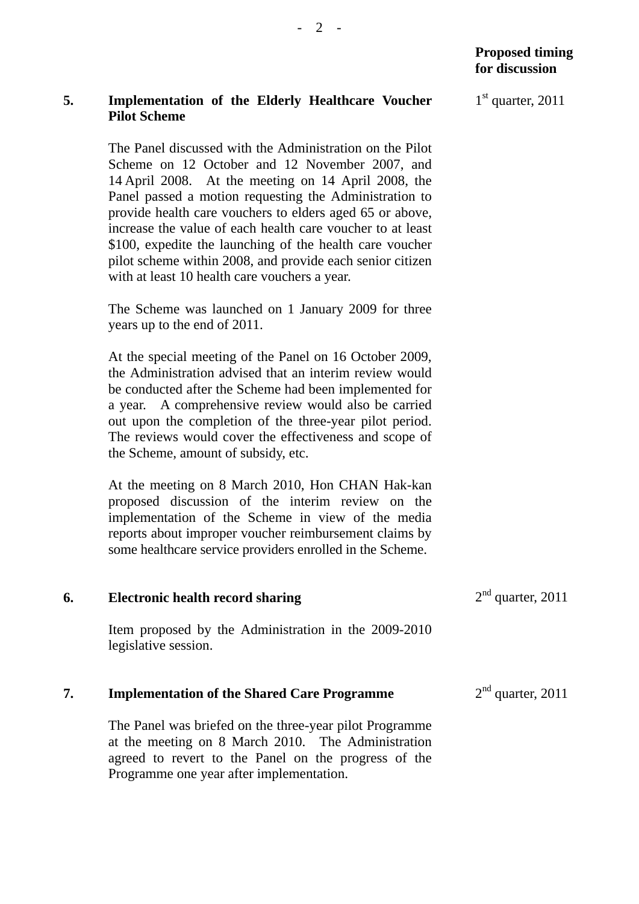**Proposed timing for discussion**

**5. Implementation of the Elderly Healthcare Voucher Pilot Scheme** — 1st quarter, 2011

The Panel discussed with the Administration on the Pilot Scheme on 12 October and 12 November 2007, and 14 April 2008. At the meeting on 14 April 2008, the Panel passed a motion requesting the Administration to provide health care vouchers to elders aged 65 or above, increase the value of each health care voucher to at least $100, expedite the launching of the health care voucher pilot scheme within 2008, and provide each senior citizen with at least 10 health care vouchers a year.

The Scheme was launched on 1 January 2009 for three years up to the end of 2011.

At the special meeting of the Panel on 16 October 2009, the Administration advised that an interim review would be conducted after the Scheme had been implemented for a year. A comprehensive review would also be carried out upon the completion of the three-year pilot period. The reviews would cover the effectiveness and scope of the Scheme, amount of subsidy, etc.

At the meeting on 8 March 2010, Hon CHAN Hak-kan proposed discussion of the interim review on the implementation of the Scheme in view of the media reports about improper voucher reimbursement claims by some healthcare service providers enrolled in the Scheme.

**6. Electronic health record sharing** — 2nd quarter, 2011

Item proposed by the Administration in the 2009-2010 legislative session.

**7. Implementation of the Shared Care Programme** — 2nd quarter, 2011

The Panel was briefed on the three-year pilot Programme at the meeting on 8 March 2010. The Administration agreed to revert to the Panel on the progress of the Programme one year after implementation.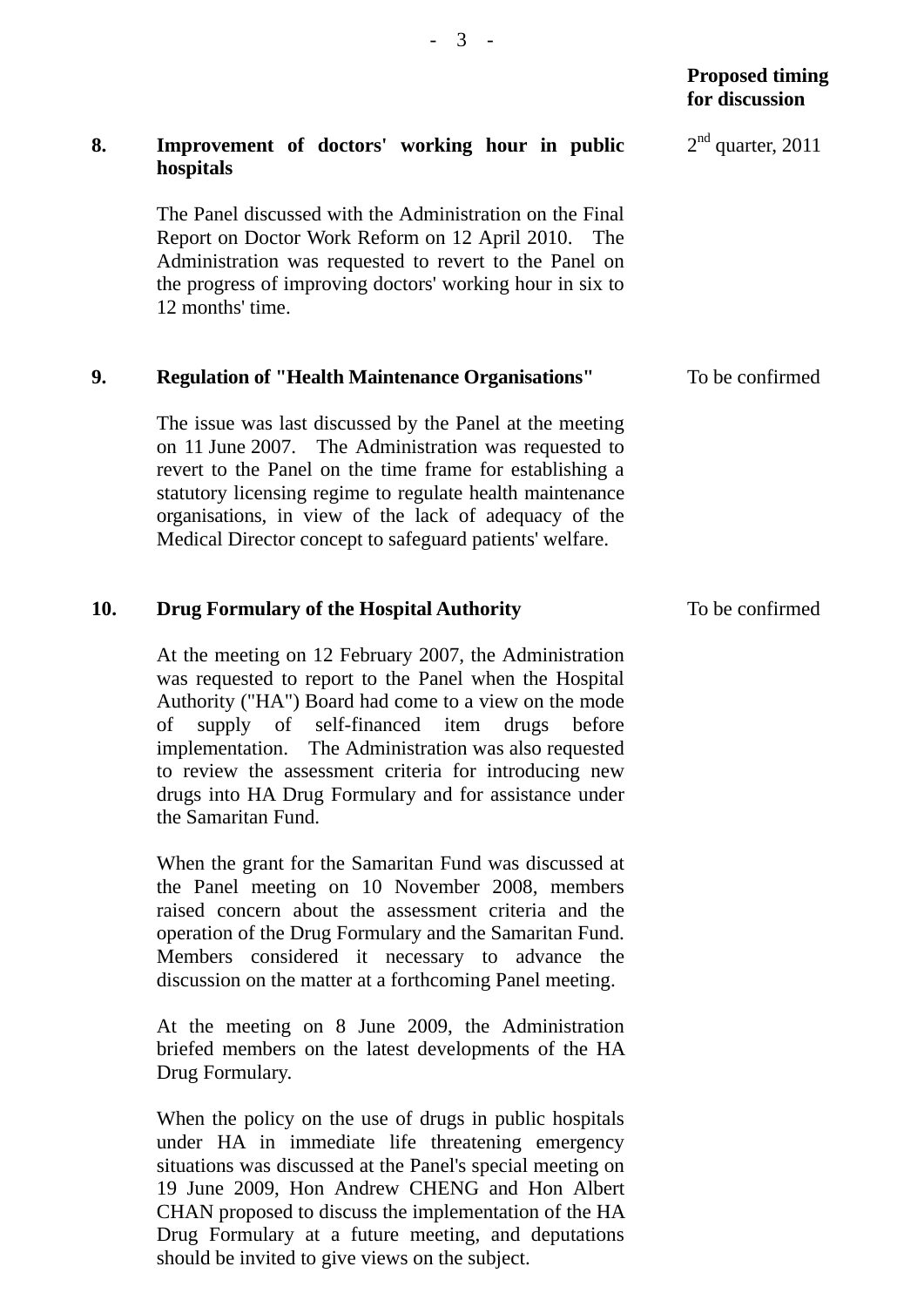**Proposed timing for discussion**

**8. Improvement of doctors' working hour in public hospitals** — 2nd quarter, 2011

The Panel discussed with the Administration on the Final Report on Doctor Work Reform on 12 April 2010. The Administration was requested to revert to the Panel on the progress of improving doctors' working hour in six to 12 months' time.

**9. Regulation of "Health Maintenance Organisations"** — To be confirmed

The issue was last discussed by the Panel at the meeting on 11 June 2007. The Administration was requested to revert to the Panel on the time frame for establishing a statutory licensing regime to regulate health maintenance organisations, in view of the lack of adequacy of the Medical Director concept to safeguard patients' welfare.

**10. Drug Formulary of the Hospital Authority** — To be confirmed

At the meeting on 12 February 2007, the Administration was requested to report to the Panel when the Hospital Authority ("HA") Board had come to a view on the mode of supply of self-financed item drugs before implementation. The Administration was also requested to review the assessment criteria for introducing new drugs into HA Drug Formulary and for assistance under the Samaritan Fund.

When the grant for the Samaritan Fund was discussed at the Panel meeting on 10 November 2008, members raised concern about the assessment criteria and the operation of the Drug Formulary and the Samaritan Fund. Members considered it necessary to advance the discussion on the matter at a forthcoming Panel meeting.

At the meeting on 8 June 2009, the Administration briefed members on the latest developments of the HA Drug Formulary.

When the policy on the use of drugs in public hospitals under HA in immediate life threatening emergency situations was discussed at the Panel's special meeting on 19 June 2009, Hon Andrew CHENG and Hon Albert CHAN proposed to discuss the implementation of the HA Drug Formulary at a future meeting, and deputations should be invited to give views on the subject.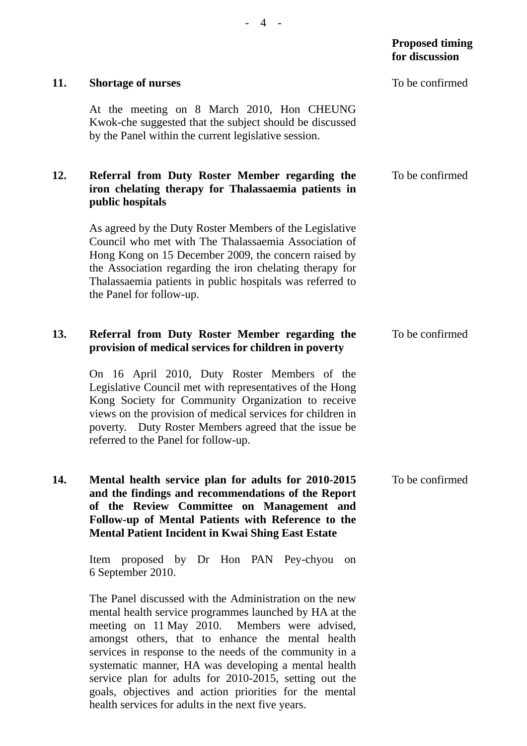| | | Proposed timing for discussion |
|---|---|---|
| **11.** | **Shortage of nurses**<br><br>At the meeting on 8 March 2010, Hon CHEUNG Kwok-che suggested that the subject should be discussed by the Panel within the current legislative session. | To be confirmed |
| **12.** | **Referral from Duty Roster Member regarding the iron chelating therapy for Thalassaemia patients in public hospitals**<br><br>As agreed by the Duty Roster Members of the Legislative Council who met with The Thalassaemia Association of Hong Kong on 15 December 2009, the concern raised by the Association regarding the iron chelating therapy for Thalassaemia patients in public hospitals was referred to the Panel for follow-up. | To be confirmed |
| **13.** | **Referral from Duty Roster Member regarding the provision of medical services for children in poverty**<br><br>On 16 April 2010, Duty Roster Members of the Legislative Council met with representatives of the Hong Kong Society for Community Organization to receive views on the provision of medical services for children in poverty. Duty Roster Members agreed that the issue be referred to the Panel for follow-up. | To be confirmed |
| **14.** | **Mental health service plan for adults for 2010-2015 and the findings and recommendations of the Report of the Review Committee on Management and Follow-up of Mental Patients with Reference to the Mental Patient Incident in Kwai Shing East Estate**<br><br>Item proposed by Dr Hon PAN Pey-chyou on 6 September 2010.<br><br>The Panel discussed with the Administration on the new mental health service programmes launched by HA at the meeting on 11 May 2010. Members were advised, amongst others, that to enhance the mental health services in response to the needs of the community in a systematic manner, HA was developing a mental health service plan for adults for 2010-2015, setting out the goals, objectives and action priorities for the mental health services for adults in the next five years. | To be confirmed |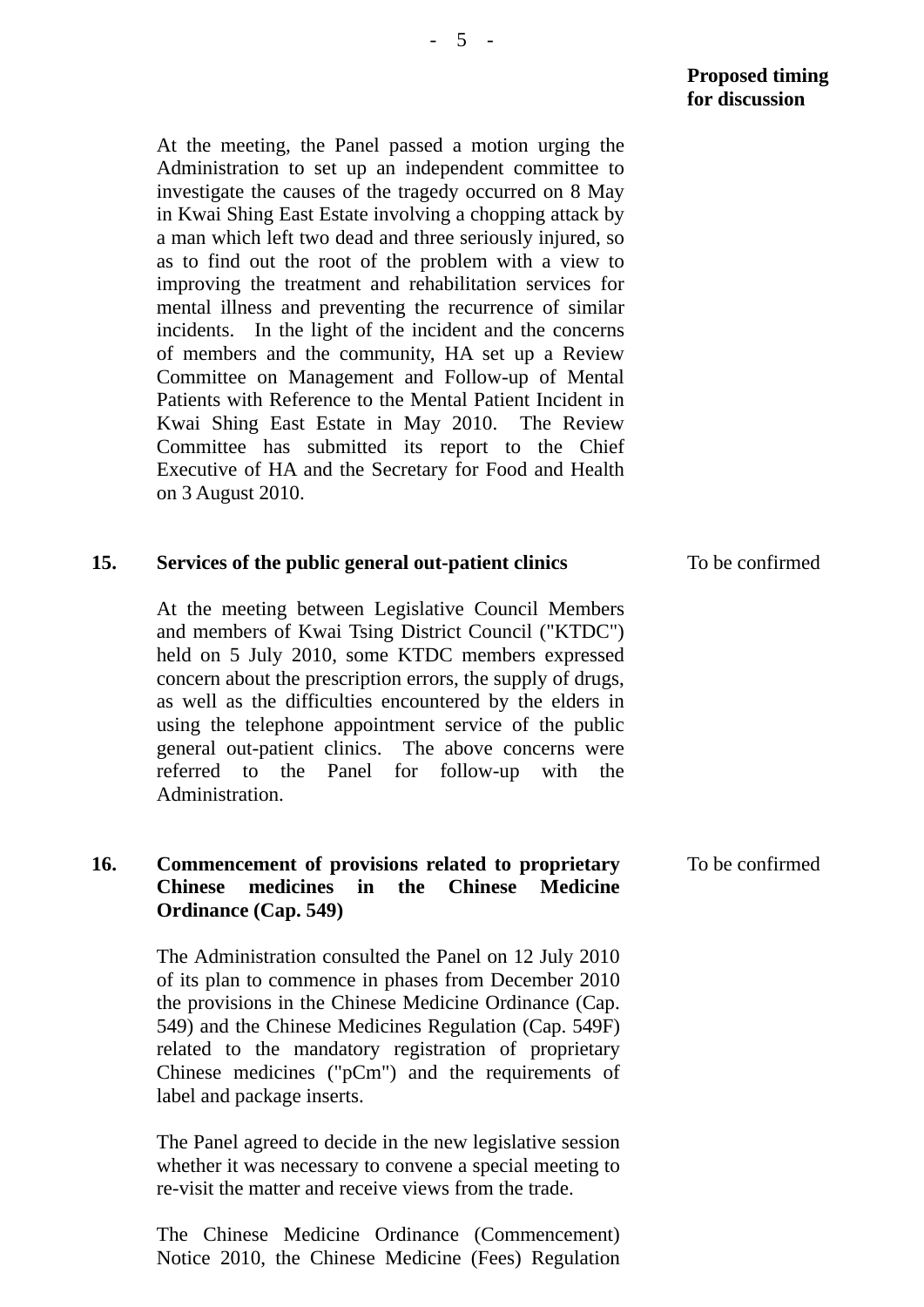| | | Proposed timing for discussion |
|---|---|---|
| | At the meeting, the Panel passed a motion urging the Administration to set up an independent committee to investigate the causes of the tragedy occurred on 8 May in Kwai Shing East Estate involving a chopping attack by a man which left two dead and three seriously injured, so as to find out the root of the problem with a view to improving the treatment and rehabilitation services for mental illness and preventing the recurrence of similar incidents. In the light of the incident and the concerns of members and the community, HA set up a Review Committee on Management and Follow-up of Mental Patients with Reference to the Mental Patient Incident in Kwai Shing East Estate in May 2010. The Review Committee has submitted its report to the Chief Executive of HA and the Secretary for Food and Health on 3 August 2010. | |
| **15.** | **Services of the public general out-patient clinics**<br><br>At the meeting between Legislative Council Members and members of Kwai Tsing District Council ("KTDC") held on 5 July 2010, some KTDC members expressed concern about the prescription errors, the supply of drugs, as well as the difficulties encountered by the elders in using the telephone appointment service of the public general out-patient clinics. The above concerns were referred to the Panel for follow-up with the Administration. | To be confirmed |
| **16.** | **Commencement of provisions related to proprietary Chinese medicines in the Chinese Medicine Ordinance (Cap. 549)**<br><br>The Administration consulted the Panel on 12 July 2010 of its plan to commence in phases from December 2010 the provisions in the Chinese Medicine Ordinance (Cap. 549) and the Chinese Medicines Regulation (Cap. 549F) related to the mandatory registration of proprietary Chinese medicines ("pCm") and the requirements of label and package inserts.<br><br>The Panel agreed to decide in the new legislative session whether it was necessary to convene a special meeting to re-visit the matter and receive views from the trade.<br><br>The Chinese Medicine Ordinance (Commencement) Notice 2010, the Chinese Medicine (Fees) Regulation | To be confirmed |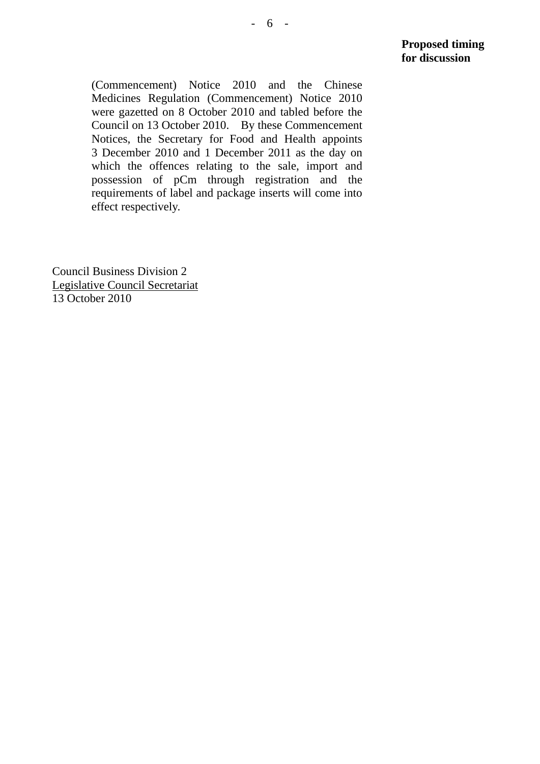**Proposed timing for discussion**

(Commencement) Notice 2010 and the Chinese Medicines Regulation (Commencement) Notice 2010 were gazetted on 8 October 2010 and tabled before the Council on 13 October 2010. By these Commencement Notices, the Secretary for Food and Health appoints 3 December 2010 and 1 December 2011 as the day on which the offences relating to the sale, import and possession of pCm through registration and the requirements of label and package inserts will come into effect respectively.

Council Business Division 2
Legislative Council Secretariat
13 October 2010